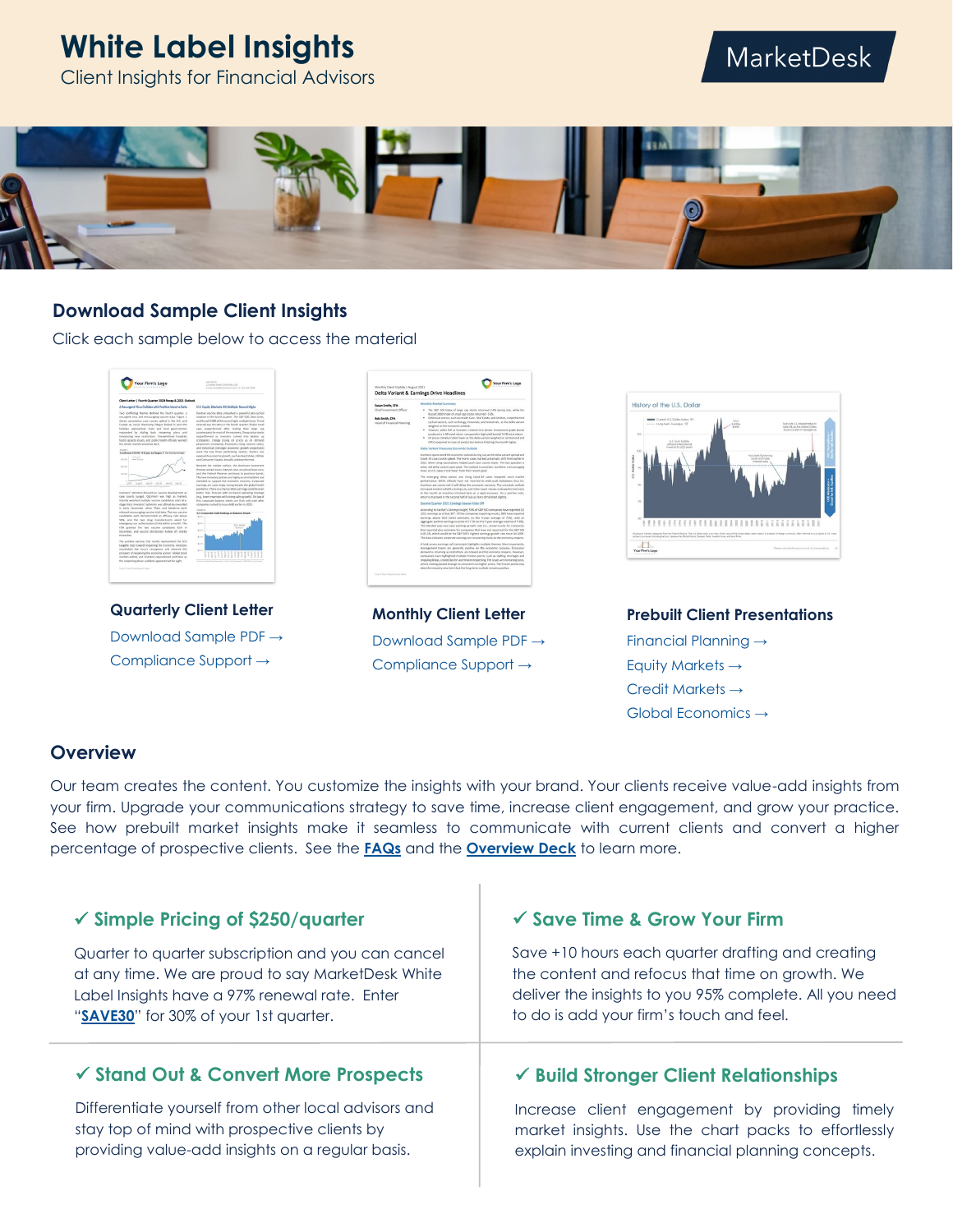# White Label Insights

Client Insights for Financial Advisors

MarketDesk

## Download Sample Client Insights

Click each sample below to access the material

### Quarterly Client Letter

Download Sample PDF →

Compliance Support →

### Monthly Client Letter

Download Sample PDF →

Compliance Support →

### Prebuilt Client Presentations

Financial Planning →

Equity Markets →

Credit Markets →

Global Economics →

## Overview

Our team creates the content. You customize the insights with your brand. Your clients receive value-add insights from your firm. Upgrade your communications strategy to save time, increase client engagement, and grow your practice. See how prebuilt market insights make it seamless to communicate with current clients and convert a higher percentage of prospective clients. See the **FAQs** and the **Overview Deck** to learn more.

### ✓ Simple Pricing of $250/quarter

Quarter to quarter subscription and you can cancel at any time. We are proud to say MarketDesk White Label Insights have a 97% renewal rate. Enter "**SAVE30**" for 30% of your 1st quarter.

### ✓ Save Time & Grow Your Firm

Save +10 hours each quarter drafting and creating the content and refocus that time on growth. We deliver the insights to you 95% complete. All you need to do is add your firm's touch and feel.

### ✓ Stand Out & Convert More Prospects

Differentiate yourself from other local advisors and stay top of mind with prospective clients by providing value-add insights on a regular basis.

### ✓ Build Stronger Client Relationships

Increase client engagement by providing timely market insights. Use the chart packs to effortlessly explain investing and financial planning concepts.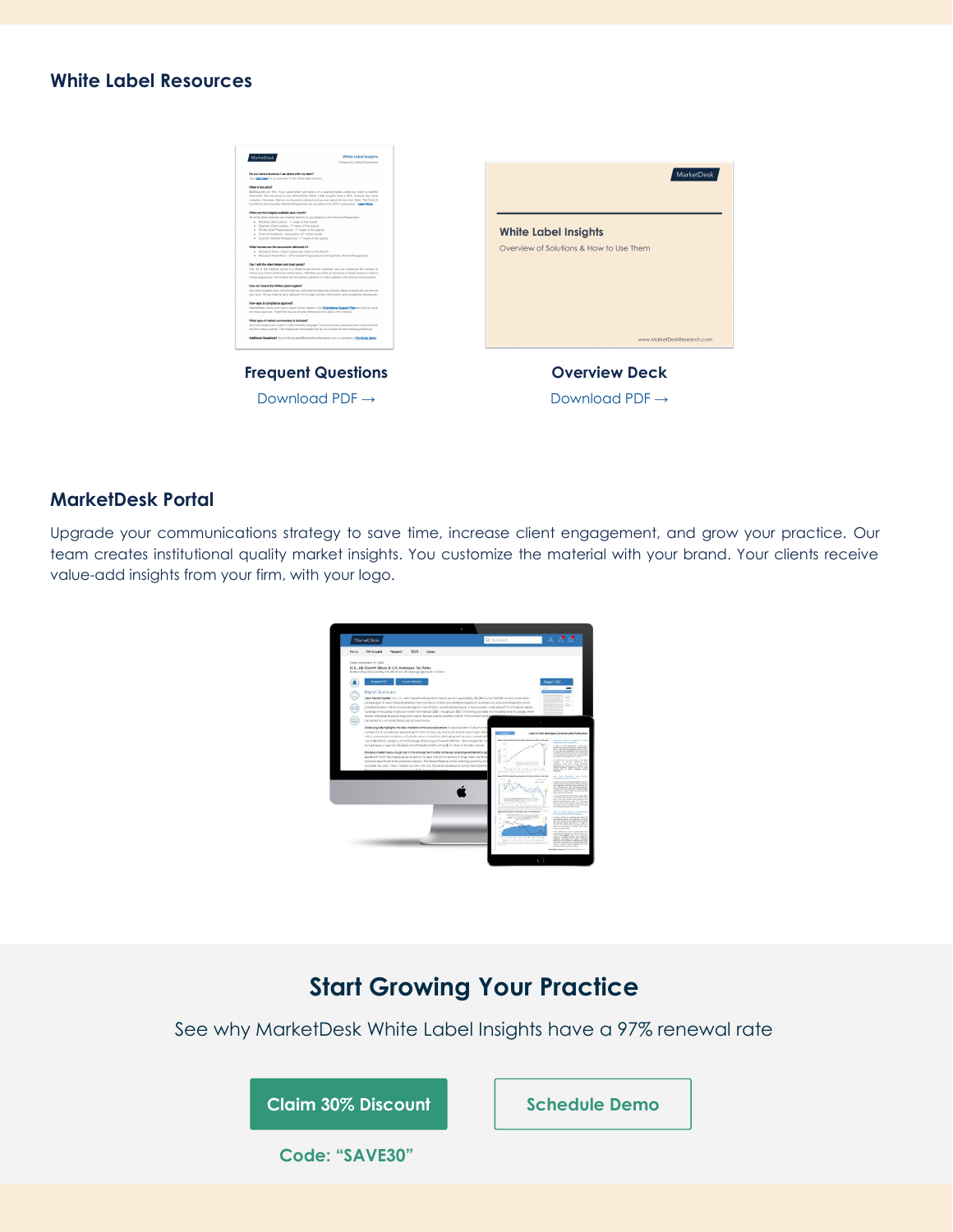## White Label Resources

**Frequent Questions**

Download PDF →

**Overview Deck**

Download PDF →

## MarketDesk Portal

Upgrade your communications strategy to save time, increase client engagement, and grow your practice. Our team creates institutional quality market insights. You customize the material with your brand. Your clients receive value-add insights from your firm, with your logo.

## Start Growing Your Practice

See why MarketDesk White Label Insights have a 97% renewal rate

**Claim 30% Discount**

**Schedule Demo**

**Code: "SAVE30"**